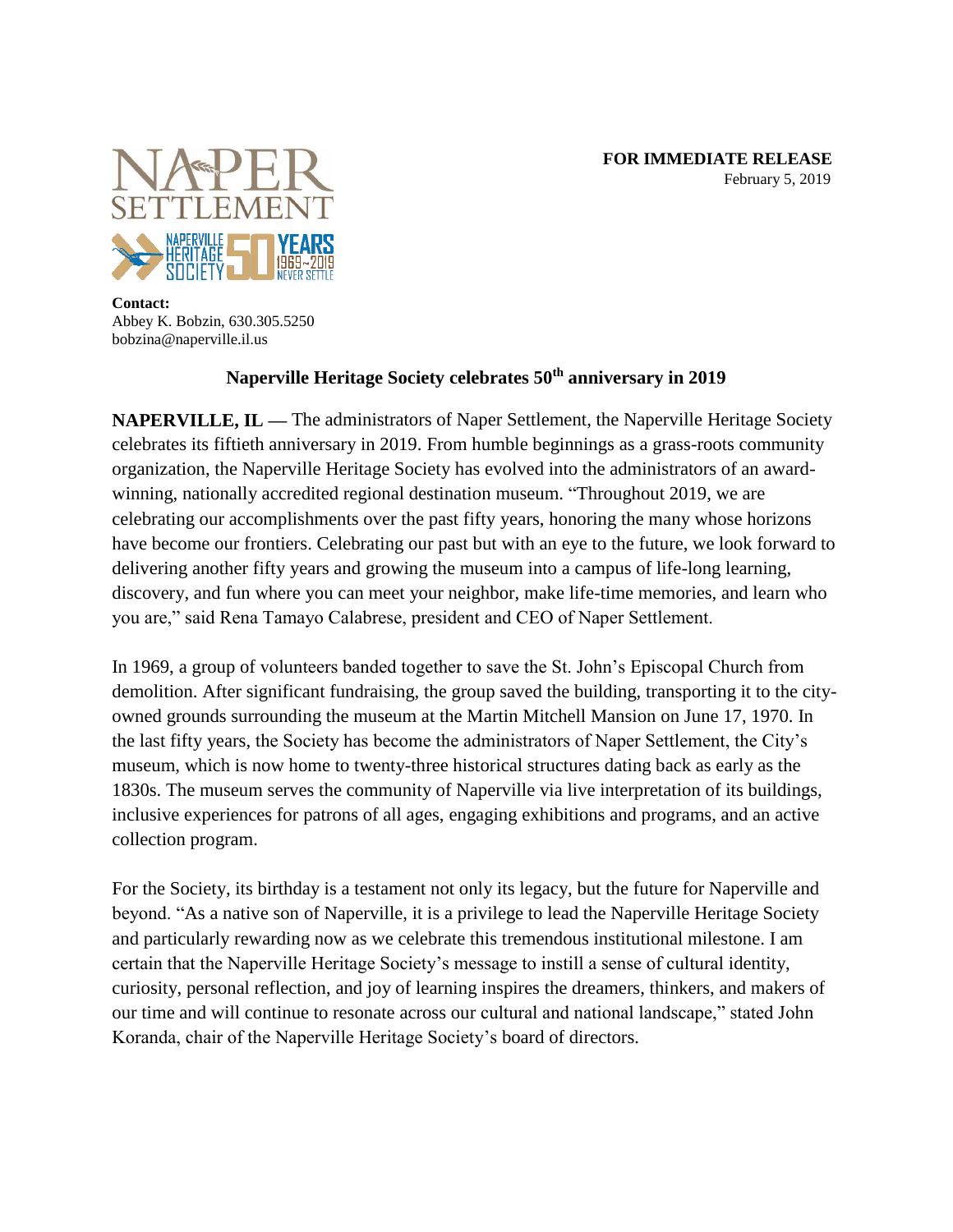**FOR IMMEDIATE RELEASE**
February 5, 2019

**Contact:**
Abbey K. Bobzin, 630.305.5250
bobzina@naperville.il.us

## Naperville Heritage Society celebrates 50th anniversary in 2019

**NAPERVILLE, IL —** The administrators of Naper Settlement, the Naperville Heritage Society celebrates its fiftieth anniversary in 2019. From humble beginnings as a grass-roots community organization, the Naperville Heritage Society has evolved into the administrators of an award-winning, nationally accredited regional destination museum. "Throughout 2019, we are celebrating our accomplishments over the past fifty years, honoring the many whose horizons have become our frontiers. Celebrating our past but with an eye to the future, we look forward to delivering another fifty years and growing the museum into a campus of life-long learning, discovery, and fun where you can meet your neighbor, make life-time memories, and learn who you are," said Rena Tamayo Calabrese, president and CEO of Naper Settlement.

In 1969, a group of volunteers banded together to save the St. John's Episcopal Church from demolition. After significant fundraising, the group saved the building, transporting it to the city-owned grounds surrounding the museum at the Martin Mitchell Mansion on June 17, 1970. In the last fifty years, the Society has become the administrators of Naper Settlement, the City's museum, which is now home to twenty-three historical structures dating back as early as the 1830s. The museum serves the community of Naperville via live interpretation of its buildings, inclusive experiences for patrons of all ages, engaging exhibitions and programs, and an active collection program.

For the Society, its birthday is a testament not only its legacy, but the future for Naperville and beyond. "As a native son of Naperville, it is a privilege to lead the Naperville Heritage Society and particularly rewarding now as we celebrate this tremendous institutional milestone. I am certain that the Naperville Heritage Society's message to instill a sense of cultural identity, curiosity, personal reflection, and joy of learning inspires the dreamers, thinkers, and makers of our time and will continue to resonate across our cultural and national landscape," stated John Koranda, chair of the Naperville Heritage Society's board of directors.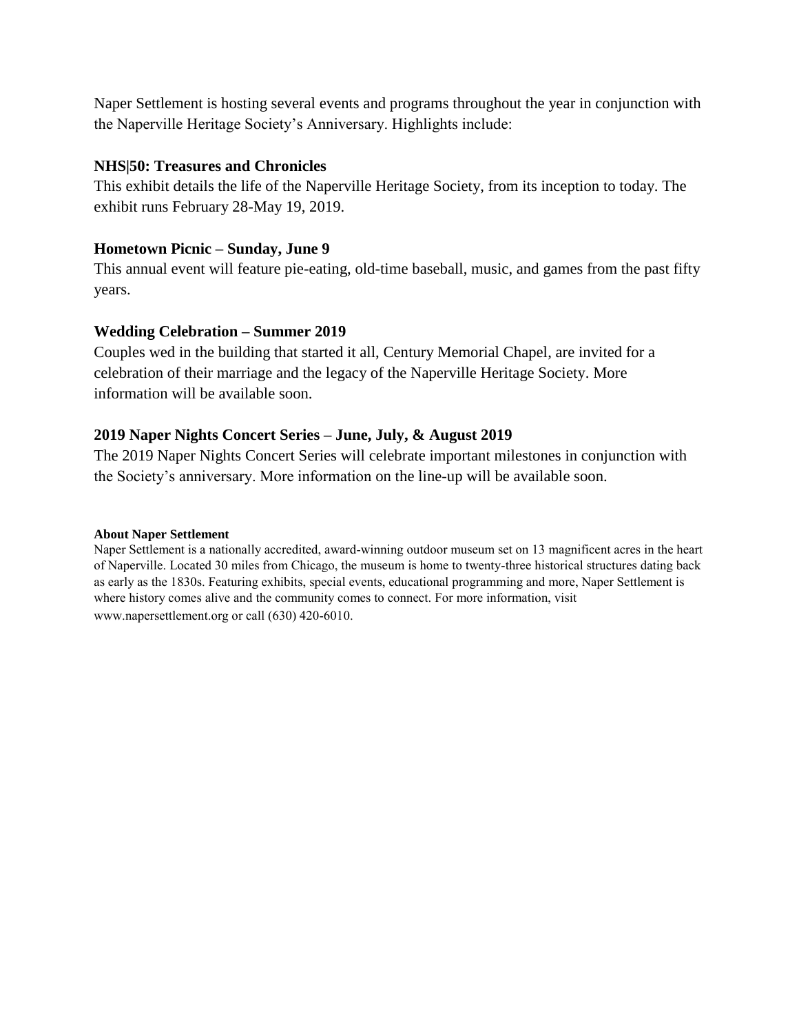Naper Settlement is hosting several events and programs throughout the year in conjunction with the Naperville Heritage Society's Anniversary. Highlights include:

**NHS|50: Treasures and Chronicles**

This exhibit details the life of the Naperville Heritage Society, from its inception to today. The exhibit runs February 28-May 19, 2019.

**Hometown Picnic – Sunday, June 9**

This annual event will feature pie-eating, old-time baseball, music, and games from the past fifty years.

**Wedding Celebration – Summer 2019**

Couples wed in the building that started it all, Century Memorial Chapel, are invited for a celebration of their marriage and the legacy of the Naperville Heritage Society. More information will be available soon.

**2019 Naper Nights Concert Series – June, July, & August 2019**

The 2019 Naper Nights Concert Series will celebrate important milestones in conjunction with the Society's anniversary. More information on the line-up will be available soon.

**About Naper Settlement**

Naper Settlement is a nationally accredited, award-winning outdoor museum set on 13 magnificent acres in the heart of Naperville. Located 30 miles from Chicago, the museum is home to twenty-three historical structures dating back as early as the 1830s. Featuring exhibits, special events, educational programming and more, Naper Settlement is where history comes alive and the community comes to connect. For more information, visit www.napersettlement.org or call (630) 420-6010.